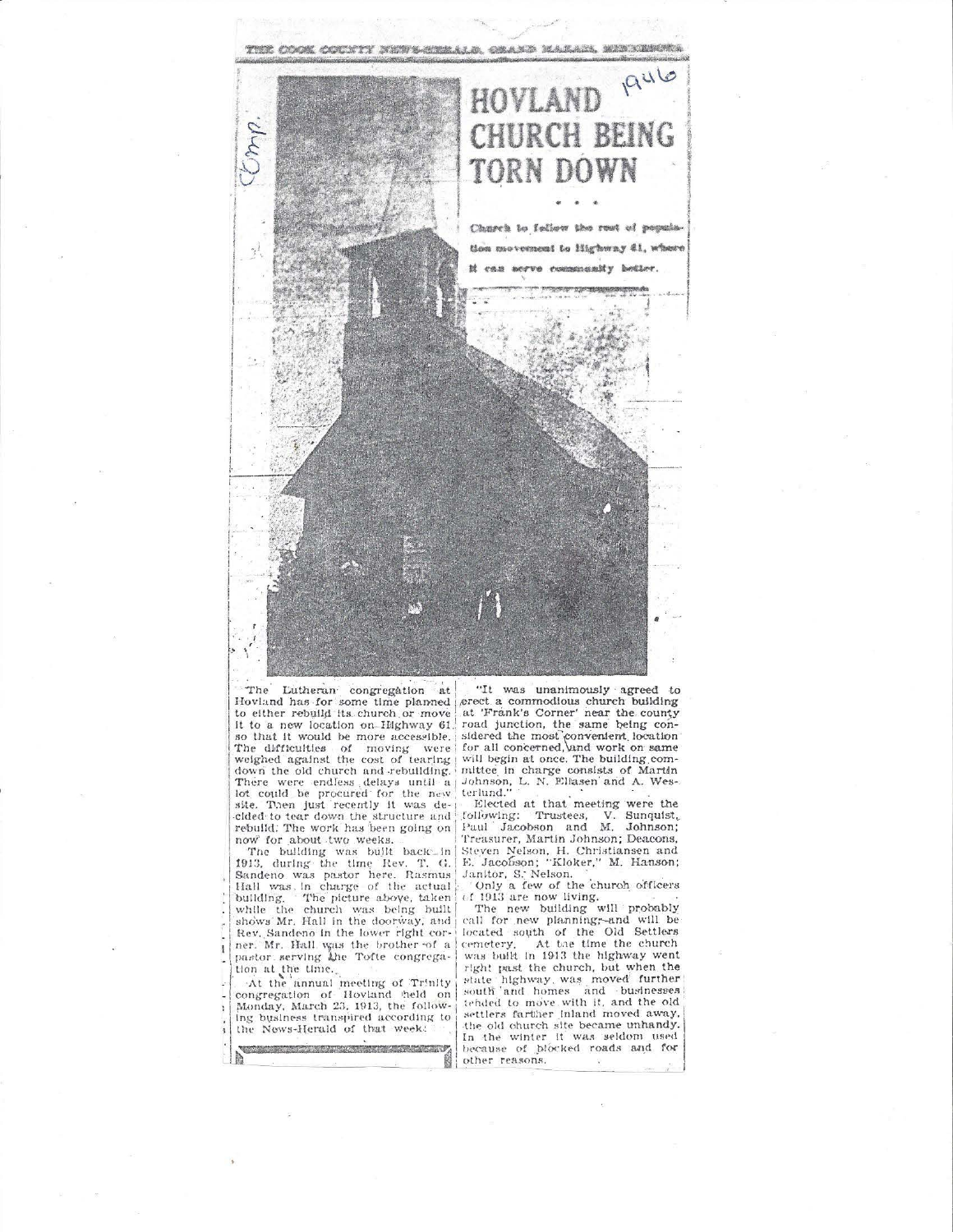THE COOK COUNTY NEWS-HERALD, GRAND MARAIS, MINNESOTA

1946

# HOVLAND CHURCH BEING TORN DOWN

\* \* \*

**Church to follow the rest of population movement to Highway 61, where it can serve community better.**

The Lutheran congregation at Hovland has for some time planned to either rebuild its church or move it to a new location on Highway 61 so that it would be more accessible. The difficulties of moving were weighed against the cost of tearing down the old church and rebuilding. There were endless delays until a lot could be procured for the new site. Then just recently it was decided to tear down the structure and rebuild. The work has been going on now for about two weeks.

The building was built back in 1913, during the time Rev. T. G. Sandeno was pastor here. Rasmus Hall was in charge of the actual building. The picture above, taken while the church was being built shows Mr. Hall in the doorway, and Rev. Sandeno in the lower right corner. Mr. Hall was the brother of a pastor serving the Tofte congregation at the time.

At the annual meeting of Trinity congregation of Hovland held on Monday, March 23, 1913, the following business transpired according to the News-Herald of that week:

"It was unanimously agreed to erect a commodious church building at 'Frank's Corner' near the county road junction, the same being considered the most convenient location for all concerned, and work on same will begin at once. The building committee in charge consists of Martin Johnson, L. N. Eliasen and A. Westerlund."

Elected at that meeting were the following: Trustees, V. Sunquist, Paul Jacobson and M. Johnson; Treasurer, Martin Johnson; Deacons, Steven Nelson, H. Christiansen and E. Jacobson; "Kloker," M. Hanson; Janitor, S. Nelson.

Only a few of the church officers of 1913 are now living.

The new building will probably call for new planning and will be located south of the Old Settlers cemetery. At the time the church was built in 1913 the highway went right past the church, but when the state highway was moved further south and homes and businesses tended to move with it, and the old settlers farther inland moved away, the old church site became unhandy. In the winter it was seldom used because of blocked roads and for other reasons.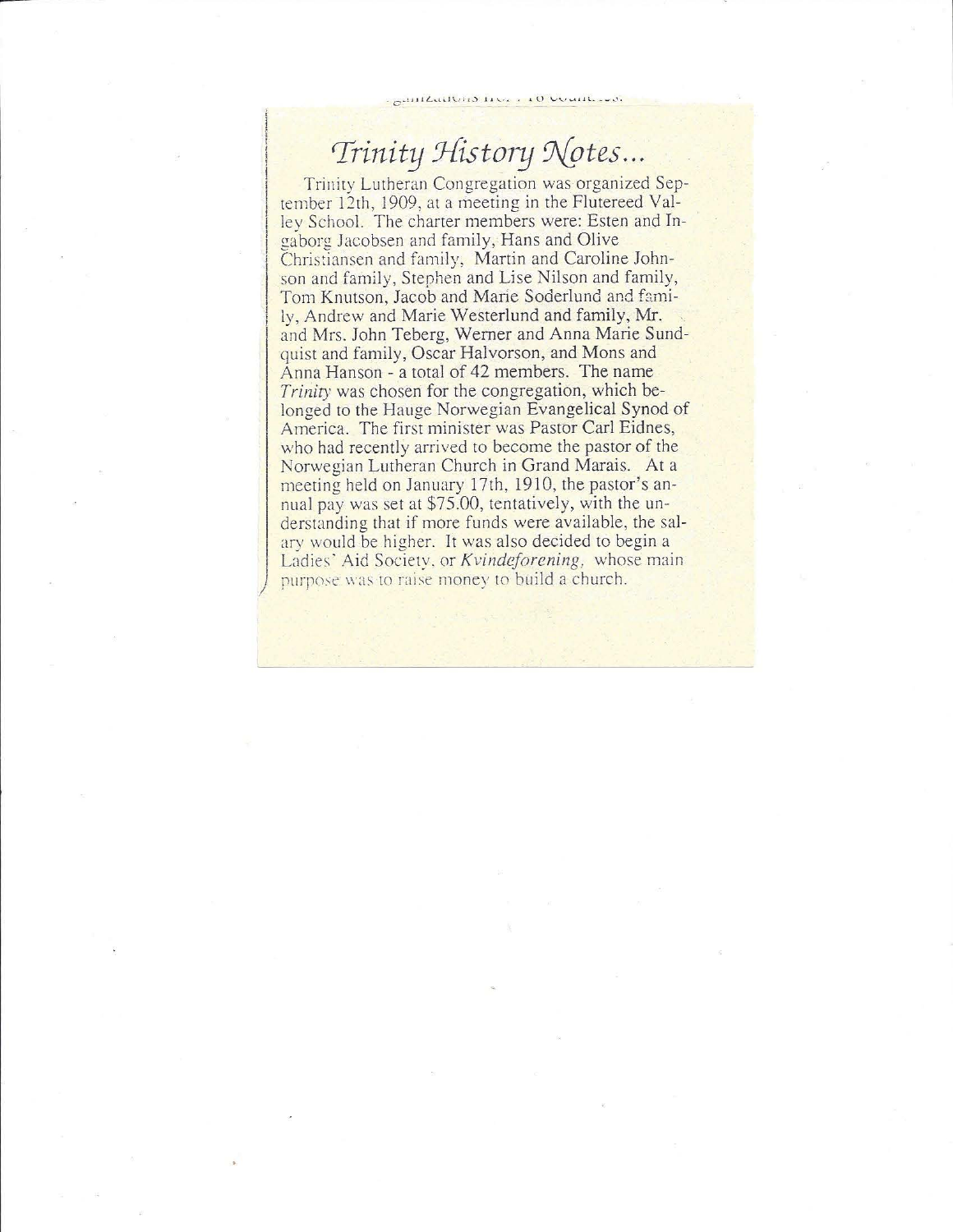# *Trinity History Notes...*

Trinity Lutheran Congregation was organized September 12th, 1909, at a meeting in the Flutereed Valley School. The charter members were: Esten and Ingaborg Jacobsen and family, Hans and Olive Christiansen and family, Martin and Caroline Johnson and family, Stephen and Lise Nilson and family, Tom Knutson, Jacob and Marie Soderlund and family, Andrew and Marie Westerlund and family, Mr. and Mrs. John Teberg, Werner and Anna Marie Sundquist and family, Oscar Halvorson, and Mons and Anna Hanson - a total of 42 members. The name *Trinity* was chosen for the congregation, which belonged to the Hauge Norwegian Evangelical Synod of America. The first minister was Pastor Carl Eidnes, who had recently arrived to become the pastor of the Norwegian Lutheran Church in Grand Marais. At a meeting held on January 17th, 1910, the pastor's annual pay was set at $75.00, tentatively, with the understanding that if more funds were available, the salary would be higher. It was also decided to begin a Ladies' Aid Society, or *Kvindeforening,* whose main purpose was to raise money to build a church.